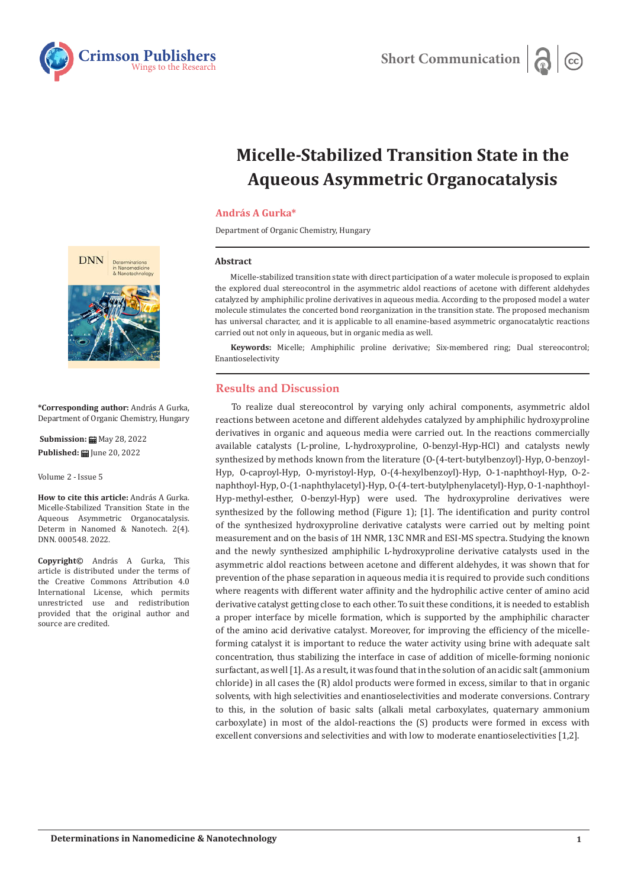Short Communication

# Micelle-Stabilized Transition State in the Aqueous Asymmetric Organocatalysis

**András A Gurka***

Department of Organic Chemistry, Hungary

**\*Corresponding author:** András A Gurka, Department of Organic Chemistry, Hungary

**Submission:** May 28, 2022
**Published:** June 20, 2022

Volume 2 - Issue 5

**How to cite this article:** András A Gurka. Micelle-Stabilized Transition State in the Aqueous Asymmetric Organocatalysis. Determ in Nanomed & Nanotech. 2(4). DNN. 000548. 2022.

**Copyright©** András A Gurka, This article is distributed under the terms of the Creative Commons Attribution 4.0 International License, which permits unrestricted use and redistribution provided that the original author and source are credited.

## Abstract

Micelle-stabilized transition state with direct participation of a water molecule is proposed to explain the explored dual stereocontrol in the asymmetric aldol reactions of acetone with different aldehydes catalyzed by amphiphilic proline derivatives in aqueous media. According to the proposed model a water molecule stimulates the concerted bond reorganization in the transition state. The proposed mechanism has universal character, and it is applicable to all enamine-based asymmetric organocatalytic reactions carried out not only in aqueous, but in organic media as well.

**Keywords:** Micelle; Amphiphilic proline derivative; Six-membered ring; Dual stereocontrol; Enantioselectivity

## Results and Discussion

To realize dual stereocontrol by varying only achiral components, asymmetric aldol reactions between acetone and different aldehydes catalyzed by amphiphilic hydroxyproline derivatives in organic and aqueous media were carried out. In the reactions commercially available catalysts (L-proline, L-hydroxyproline, O-benzyl-Hyp-HCl) and catalysts newly synthesized by methods known from the literature (O-(4-tert-butylbenzoyl)-Hyp, O-benzoyl-Hyp, O-caproyl-Hyp, O-myristoyl-Hyp, O-(4-hexylbenzoyl)-Hyp, O-1-naphthoyl-Hyp, O-2-naphthoyl-Hyp, O-(1-naphthylacetyl)-Hyp, O-(4-tert-butylphenylacetyl)-Hyp, O-1-naphthoyl-Hyp-methyl-esther, O-benzyl-Hyp) were used. The hydroxyproline derivatives were synthesized by the following method (Figure 1); [1]. The identification and purity control of the synthesized hydroxyproline derivative catalysts were carried out by melting point measurement and on the basis of 1H NMR, 13C NMR and ESI-MS spectra. Studying the known and the newly synthesized amphiphilic L-hydroxyproline derivative catalysts used in the asymmetric aldol reactions between acetone and different aldehydes, it was shown that for prevention of the phase separation in aqueous media it is required to provide such conditions where reagents with different water affinity and the hydrophilic active center of amino acid derivative catalyst getting close to each other. To suit these conditions, it is needed to establish a proper interface by micelle formation, which is supported by the amphiphilic character of the amino acid derivative catalyst. Moreover, for improving the efficiency of the micelle-forming catalyst it is important to reduce the water activity using brine with adequate salt concentration, thus stabilizing the interface in case of addition of micelle-forming nonionic surfactant, as well [1]. As a result, it was found that in the solution of an acidic salt (ammonium chloride) in all cases the (R) aldol products were formed in excess, similar to that in organic solvents, with high selectivities and enantioselectivities and moderate conversions. Contrary to this, in the solution of basic salts (alkali metal carboxylates, quaternary ammonium carboxylate) in most of the aldol-reactions the (S) products were formed in excess with excellent conversions and selectivities and with low to moderate enantioselectivities [1,2].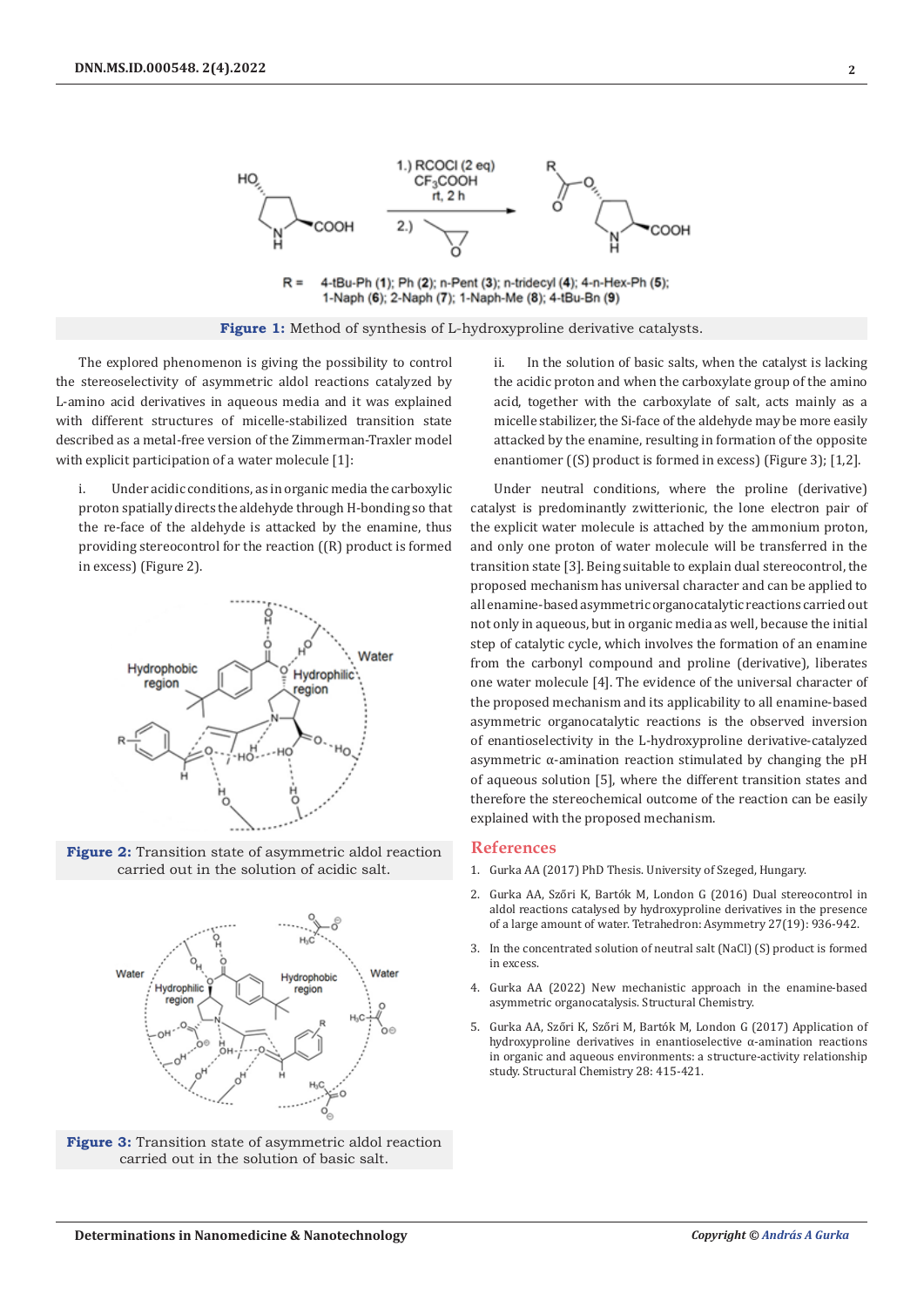1.) RCOCl (2 eq) $CF_3COOH$ rt, 2 h
2.)

R = 4-tBu-Ph (**1**); Ph (**2**); n-Pent (**3**); n-tridecyl (**4**); 4-n-Hex-Ph (**5**); 1-Naph (**6**); 2-Naph (**7**); 1-Naph-Me (**8**); 4-tBu-Bn (**9**)

**Figure 1:** Method of synthesis of L-hydroxyproline derivative catalysts.

The explored phenomenon is giving the possibility to control the stereoselectivity of asymmetric aldol reactions catalyzed by L-amino acid derivatives in aqueous media and it was explained with different structures of micelle-stabilized transition state described as a metal-free version of the Zimmerman-Traxler model with explicit participation of a water molecule [1]:

i. Under acidic conditions, as in organic media the carboxylic proton spatially directs the aldehyde through H-bonding so that the re-face of the aldehyde is attacked by the enamine, thus providing stereocontrol for the reaction ((R) product is formed in excess) (Figure 2).

**Figure 2:** Transition state of asymmetric aldol reaction carried out in the solution of acidic salt.

**Figure 3:** Transition state of asymmetric aldol reaction carried out in the solution of basic salt.

ii. In the solution of basic salts, when the catalyst is lacking the acidic proton and when the carboxylate group of the amino acid, together with the carboxylate of salt, acts mainly as a micelle stabilizer, the Si-face of the aldehyde may be more easily attacked by the enamine, resulting in formation of the opposite enantiomer ((S) product is formed in excess) (Figure 3); [1,2].

Under neutral conditions, where the proline (derivative) catalyst is predominantly zwitterionic, the lone electron pair of the explicit water molecule is attached by the ammonium proton, and only one proton of water molecule will be transferred in the transition state [3]. Being suitable to explain dual stereocontrol, the proposed mechanism has universal character and can be applied to all enamine-based asymmetric organocatalytic reactions carried out not only in aqueous, but in organic media as well, because the initial step of catalytic cycle, which involves the formation of an enamine from the carbonyl compound and proline (derivative), liberates one water molecule [4]. The evidence of the universal character of the proposed mechanism and its applicability to all enamine-based asymmetric organocatalytic reactions is the observed inversion of enantioselectivity in the L-hydroxyproline derivative-catalyzed asymmetric α-amination reaction stimulated by changing the pH of aqueous solution [5], where the different transition states and therefore the stereochemical outcome of the reaction can be easily explained with the proposed mechanism.

## References

1. Gurka AA (2017) PhD Thesis. University of Szeged, Hungary.
2. Gurka AA, Szőri K, Bartók M, London G (2016) Dual stereocontrol in aldol reactions catalysed by hydroxyproline derivatives in the presence of a large amount of water. Tetrahedron: Asymmetry 27(19): 936-942.
3. In the concentrated solution of neutral salt (NaCl) (S) product is formed in excess.
4. Gurka AA (2022) New mechanistic approach in the enamine-based asymmetric organocatalysis. Structural Chemistry.
5. Gurka AA, Szőri K, Szőri M, Bartók M, London G (2017) Application of hydroxyproline derivatives in enantioselective α-amination reactions in organic and aqueous environments: a structure-activity relationship study. Structural Chemistry 28: 415-421.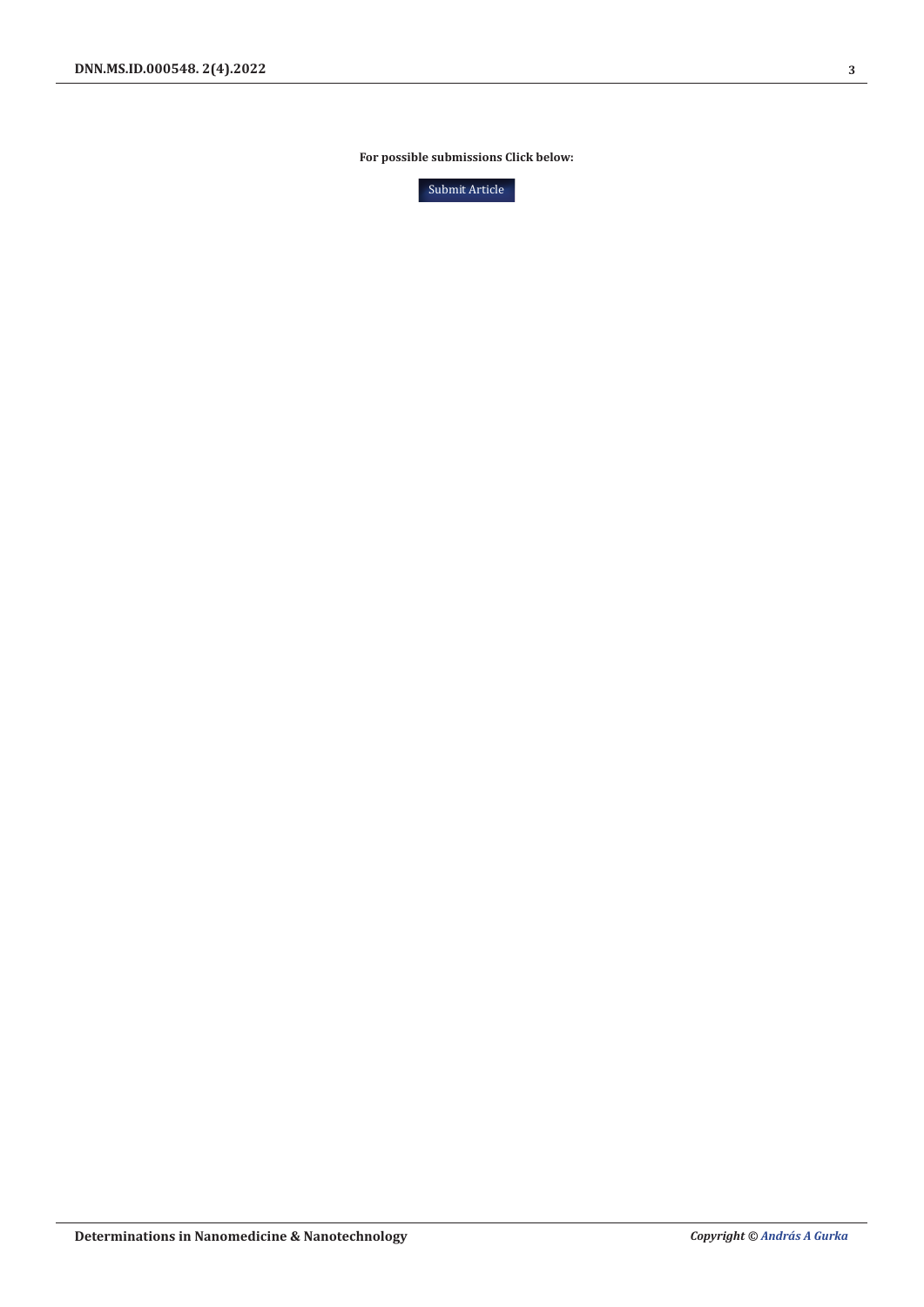**For possible submissions Click below:**

Submit Article